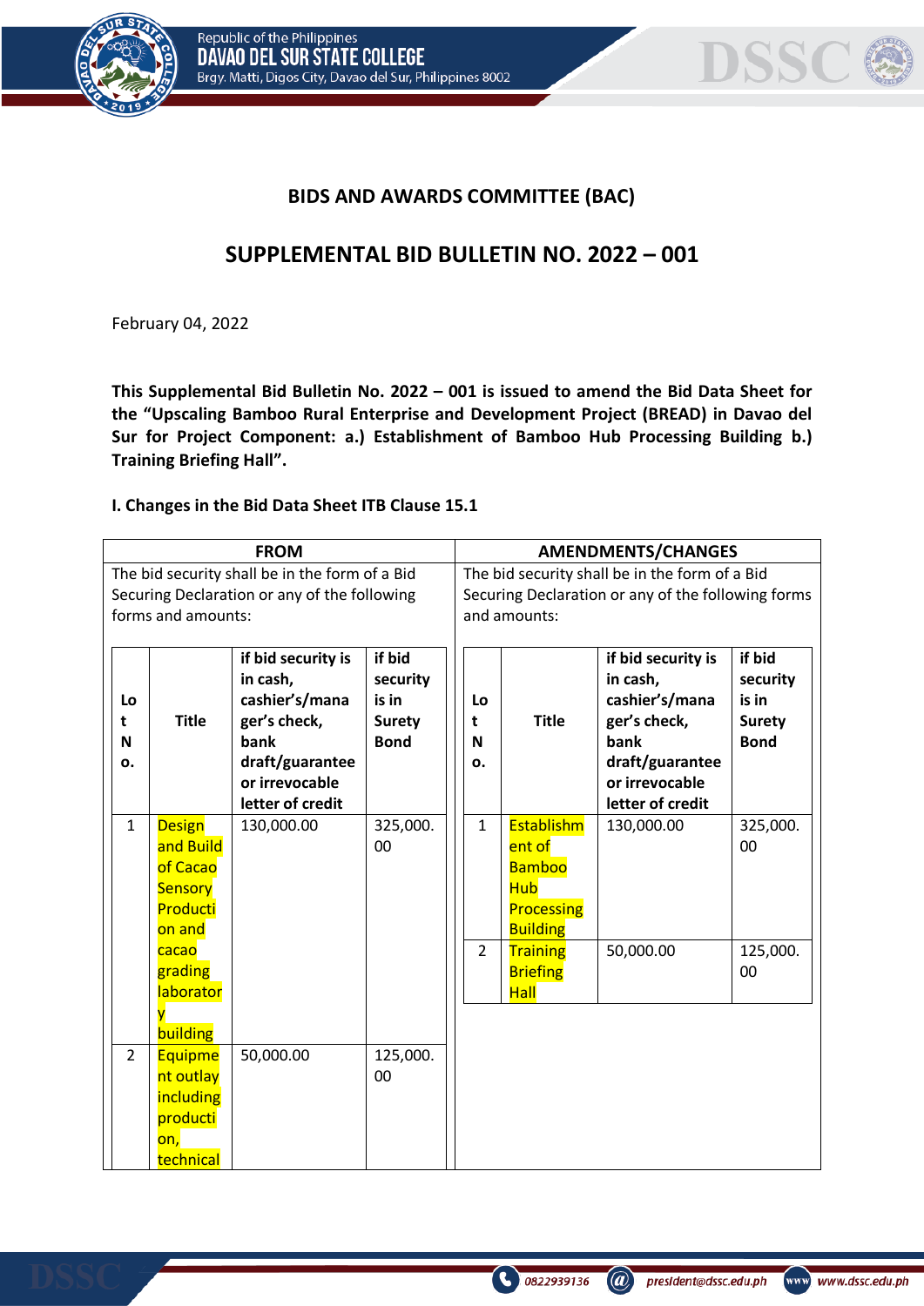## BIDS AND AWARDS COMMITTEE (BAC)

## SUPPLEMENTAL BID BULLETIN NO. 2022 – 001

February 04, 2022

**This Supplemental Bid Bulletin No. 2022 – 001 is issued to amend the Bid Data Sheet for the "Upscaling Bamboo Rural Enterprise and Development Project (BREAD) in Davao del Sur for Project Component: a.) Establishment of Bamboo Hub Processing Building b.) Training Briefing Hall".**

**I. Changes in the Bid Data Sheet ITB Clause 15.1**

| FROM | AMENDMENTS/CHANGES |
|---|---|
| The bid security shall be in the form of a Bid Securing Declaration or any of the following forms and amounts: | The bid security shall be in the form of a Bid Securing Declaration or any of the following forms and amounts: |

**FROM:**

| Lot No. | Title | if bid security is in cash, cashier's/manager's check, bank draft/guarantee or irrevocable letter of credit | if bid security is in Surety Bond |
|---|---|---|---|
| 1 | Design and Build of Cacao Sensory Production and cacao grading laboratory building | 130,000.00 | 325,000.00 |
| 2 | Equipment outlay including production, technical | 50,000.00 | 125,000.00 |

**AMENDMENTS/CHANGES:**

| Lot No. | Title | if bid security is in cash, cashier's/manager's check, bank draft/guarantee or irrevocable letter of credit | if bid security is in Surety Bond |
|---|---|---|---|
| 1 | Establishment of Bamboo Hub Processing Building | 130,000.00 | 325,000.00 |
| 2 | Training Briefing Hall | 50,000.00 | 125,000.00 |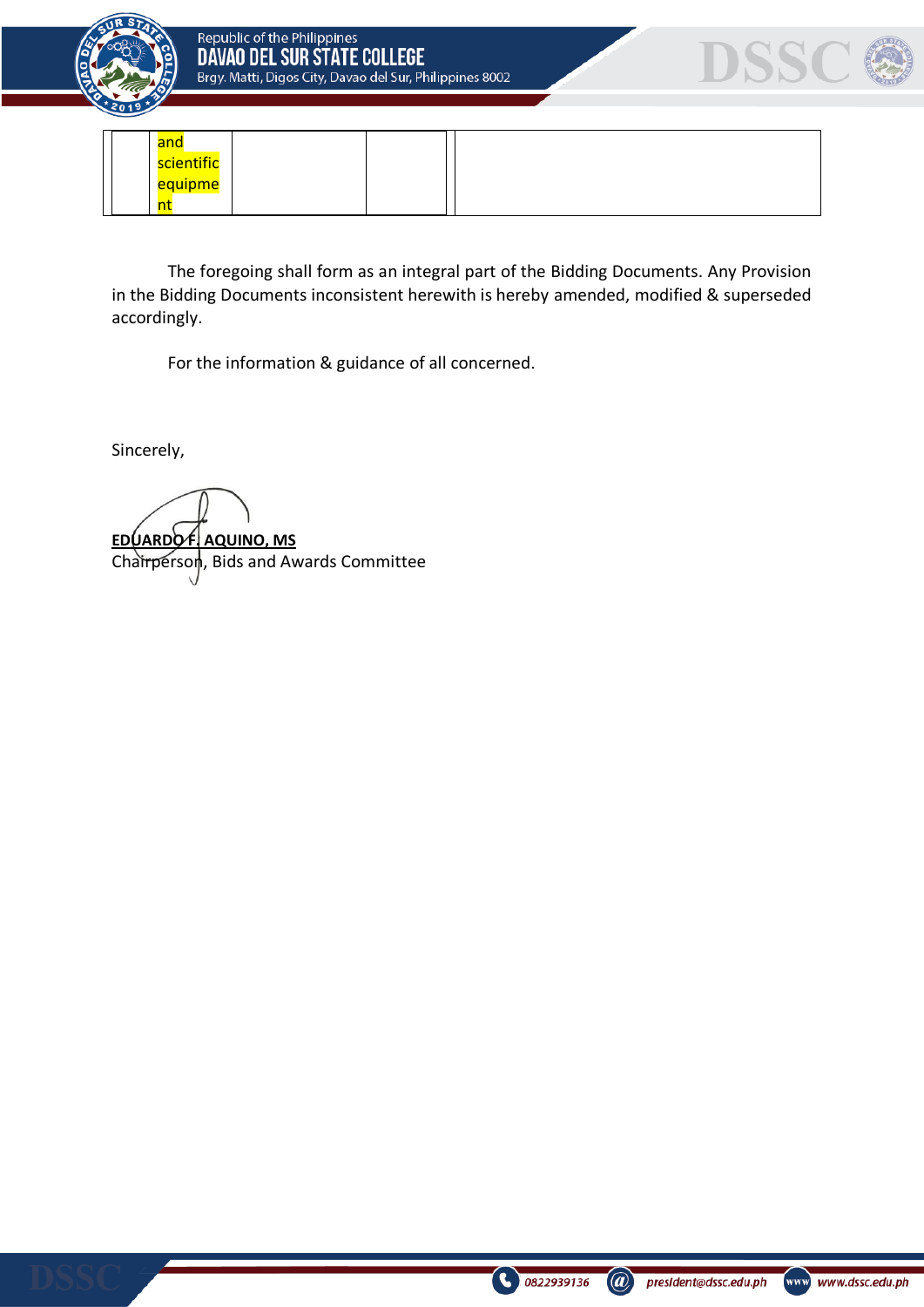| | | | | |
|---|---|---|---|---|
| | and scientific equipment | | | |

The foregoing shall form as an integral part of the Bidding Documents. Any Provision in the Bidding Documents inconsistent herewith is hereby amended, modified & superseded accordingly.

For the information & guidance of all concerned.

Sincerely,

**EDUARDO F. AQUINO, MS**
Chairperson, Bids and Awards Committee